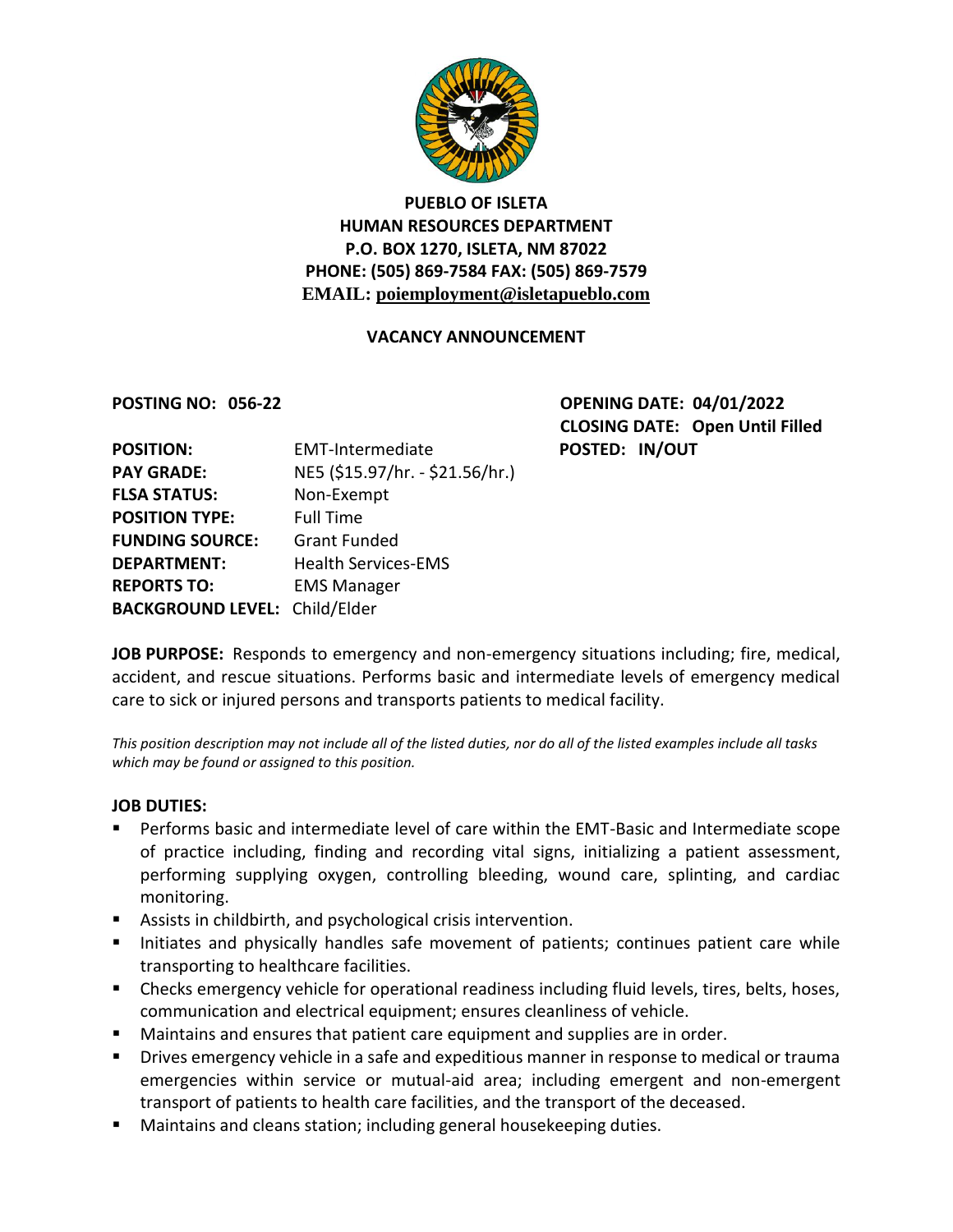**PUEBLO OF ISLETA**
**HUMAN RESOURCES DEPARTMENT**
**P.O. BOX 1270, ISLETA, NM 87022**
**PHONE: (505) 869-7584 FAX: (505) 869-7579**
**EMAIL: poiemployment@isletapueblo.com**

**VACANCY ANNOUNCEMENT**

**POSTING NO: 056-22**

**OPENING DATE: 04/01/2022**
**CLOSING DATE: Open Until Filled**
**POSTED: IN/OUT**

**POSITION:** EMT-Intermediate
**PAY GRADE:** NE5 ($15.97/hr. - $21.56/hr.)
**FLSA STATUS:** Non-Exempt
**POSITION TYPE:** Full Time
**FUNDING SOURCE:** Grant Funded
**DEPARTMENT:** Health Services-EMS
**REPORTS TO:** EMS Manager
**BACKGROUND LEVEL:** Child/Elder

**JOB PURPOSE:** Responds to emergency and non-emergency situations including; fire, medical, accident, and rescue situations. Performs basic and intermediate levels of emergency medical care to sick or injured persons and transports patients to medical facility.

*This position description may not include all of the listed duties, nor do all of the listed examples include all tasks which may be found or assigned to this position.*

**JOB DUTIES:**

- Performs basic and intermediate level of care within the EMT-Basic and Intermediate scope of practice including, finding and recording vital signs, initializing a patient assessment, performing supplying oxygen, controlling bleeding, wound care, splinting, and cardiac monitoring.
- Assists in childbirth, and psychological crisis intervention.
- Initiates and physically handles safe movement of patients; continues patient care while transporting to healthcare facilities.
- Checks emergency vehicle for operational readiness including fluid levels, tires, belts, hoses, communication and electrical equipment; ensures cleanliness of vehicle.
- Maintains and ensures that patient care equipment and supplies are in order.
- Drives emergency vehicle in a safe and expeditious manner in response to medical or trauma emergencies within service or mutual-aid area; including emergent and non-emergent transport of patients to health care facilities, and the transport of the deceased.
- Maintains and cleans station; including general housekeeping duties.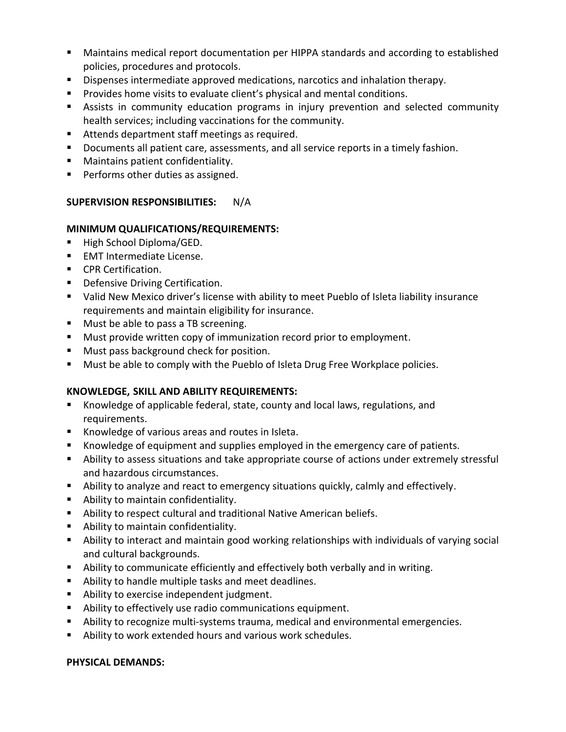- Maintains medical report documentation per HIPPA standards and according to established policies, procedures and protocols.
- Dispenses intermediate approved medications, narcotics and inhalation therapy.
- Provides home visits to evaluate client's physical and mental conditions.
- Assists in community education programs in injury prevention and selected community health services; including vaccinations for the community.
- Attends department staff meetings as required.
- Documents all patient care, assessments, and all service reports in a timely fashion.
- Maintains patient confidentiality.
- Performs other duties as assigned.

**SUPERVISION RESPONSIBILITIES:** N/A

**MINIMUM QUALIFICATIONS/REQUIREMENTS:**

- High School Diploma/GED.
- EMT Intermediate License.
- CPR Certification.
- Defensive Driving Certification.
- Valid New Mexico driver's license with ability to meet Pueblo of Isleta liability insurance requirements and maintain eligibility for insurance.
- Must be able to pass a TB screening.
- Must provide written copy of immunization record prior to employment.
- Must pass background check for position.
- Must be able to comply with the Pueblo of Isleta Drug Free Workplace policies.

**KNOWLEDGE, SKILL AND ABILITY REQUIREMENTS:**

- Knowledge of applicable federal, state, county and local laws, regulations, and requirements.
- Knowledge of various areas and routes in Isleta.
- Knowledge of equipment and supplies employed in the emergency care of patients.
- Ability to assess situations and take appropriate course of actions under extremely stressful and hazardous circumstances.
- Ability to analyze and react to emergency situations quickly, calmly and effectively.
- Ability to maintain confidentiality.
- Ability to respect cultural and traditional Native American beliefs.
- Ability to maintain confidentiality.
- Ability to interact and maintain good working relationships with individuals of varying social and cultural backgrounds.
- Ability to communicate efficiently and effectively both verbally and in writing.
- Ability to handle multiple tasks and meet deadlines.
- Ability to exercise independent judgment.
- Ability to effectively use radio communications equipment.
- Ability to recognize multi-systems trauma, medical and environmental emergencies.
- Ability to work extended hours and various work schedules.

**PHYSICAL DEMANDS:**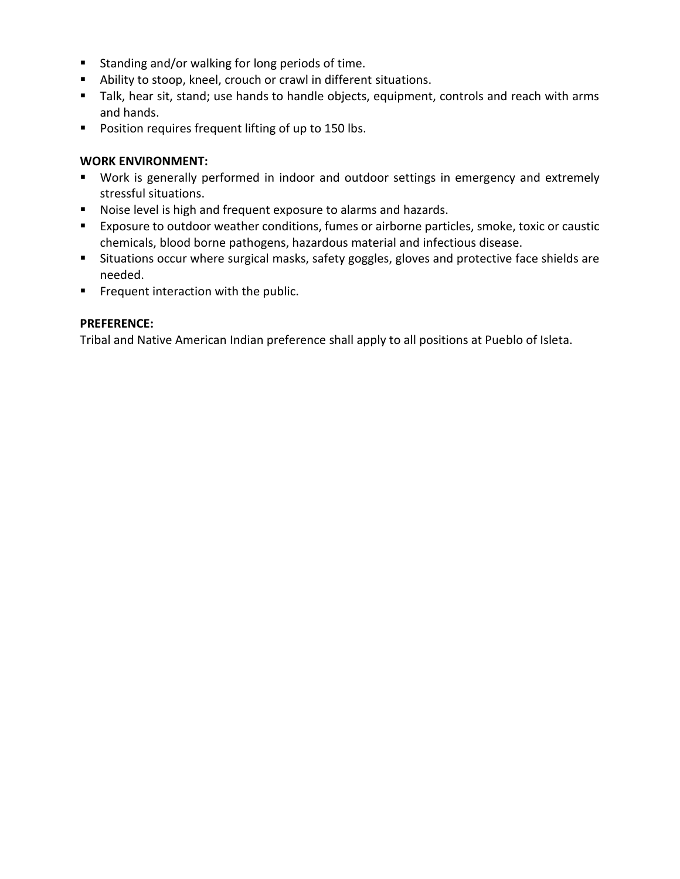- Standing and/or walking for long periods of time.
- Ability to stoop, kneel, crouch or crawl in different situations.
- Talk, hear sit, stand; use hands to handle objects, equipment, controls and reach with arms and hands.
- Position requires frequent lifting of up to 150 lbs.

**WORK ENVIRONMENT:**

- Work is generally performed in indoor and outdoor settings in emergency and extremely stressful situations.
- Noise level is high and frequent exposure to alarms and hazards.
- Exposure to outdoor weather conditions, fumes or airborne particles, smoke, toxic or caustic chemicals, blood borne pathogens, hazardous material and infectious disease.
- Situations occur where surgical masks, safety goggles, gloves and protective face shields are needed.
- Frequent interaction with the public.

**PREFERENCE:**

Tribal and Native American Indian preference shall apply to all positions at Pueblo of Isleta.